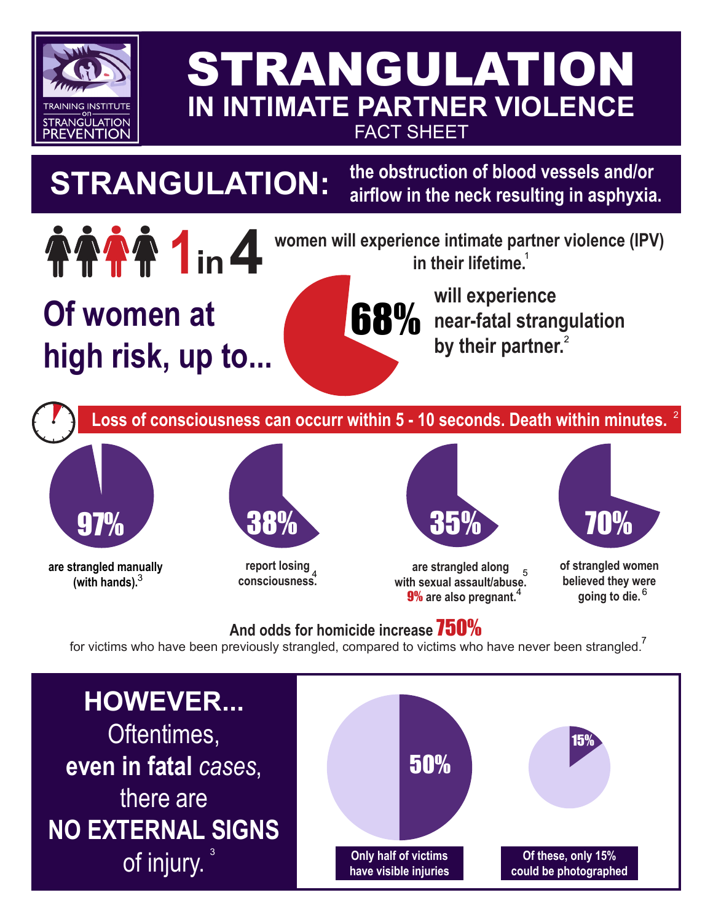TRAINING INSTITUTE on STRANGULATION PREVENTION

# STRANGULATION

## IN INTIMATE PARTNER VIOLENCE

FACT SHEET

**STRANGULATION:** the obstruction of blood vessels and/or airflow in the neck resulting in asphyxia.

**1 in 4** women will experience intimate partner violence (IPV) in their lifetime.[1]

**Of women at high risk, up to... 68%** will experience near-fatal strangulation by their partner.[2]

**Loss of consciousness can occurr within 5 - 10 seconds. Death within minutes.**[2]

**97%** are strangled manually (with hands).[3]

**38%** report losing consciousness.[4]

**35%** are strangled along with sexual assault/abuse.[5] **9%** are also pregnant.[4]

**70%** of strangled women believed they were going to die.[6]

**And odds for homicide increase 750%** for victims who have been previously strangled, compared to victims who have never been strangled.[7]

**HOWEVER...** Oftentimes, **even in fatal** *cases*, there are **NO EXTERNAL SIGNS** of injury.[3]

**50%** — Only half of victims have visible injuries

**15%** — Of these, only 15% could be photographed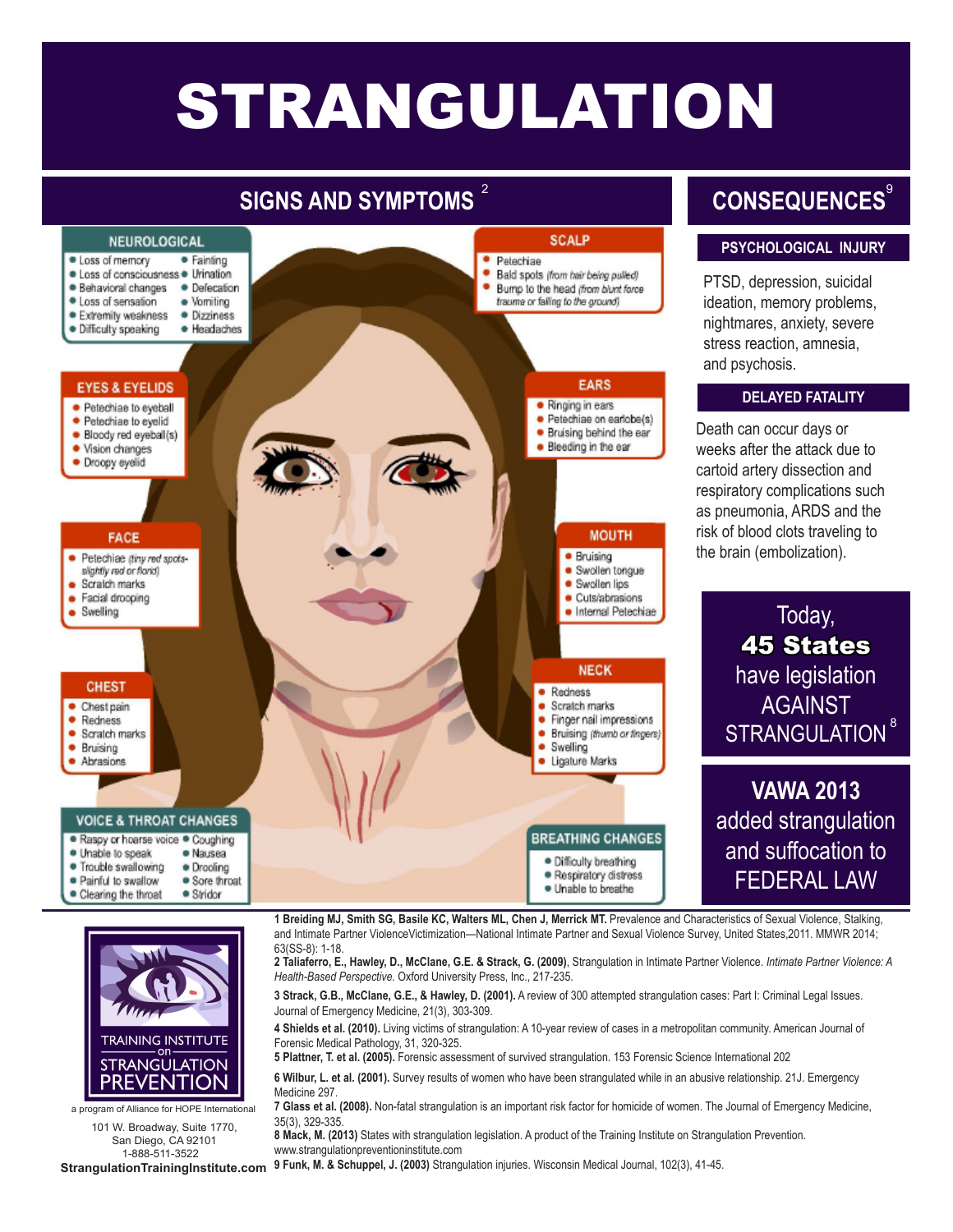# STRANGULATION

## SIGNS AND SYMPTOMS [2]

### NEUROLOGICAL

- Loss of memory
- Loss of consciousness
- Behavioral changes
- Loss of sensation
- Extremity weakness
- Difficulty speaking
- Fainting
- Urination
- Defecation
- Vomiting
- Dizziness
- Headaches

### SCALP

- Petechiae
- Bald spots *(from hair being pulled)*
- Bump to the head *(from blunt force trauma or falling to the ground)*

### EYES & EYELIDS

- Petechiae to eyeball
- Petechiae to eyelid
- Bloody red eyeball(s)
- Vision changes
- Droopy eyelid

### EARS

- Ringing in ears
- Petechiae on earlobe(s)
- Bruising behind the ear
- Bleeding in the ear

### FACE

- Petechiae *(tiny red spots-slightly red or florid)*
- Scratch marks
- Facial drooping
- Swelling

### MOUTH

- Bruising
- Swollen tongue
- Swollen lips
- Cuts/abrasions
- Internal Petechiae

### CHEST

- Chest pain
- Redness
- Scratch marks
- Bruising
- Abrasions

### NECK

- Redness
- Scratch marks
- Finger nail impressions
- Bruising *(thumb or fingers)*
- Swelling
- Ligature Marks

### VOICE & THROAT CHANGES

- Raspy or hoarse voice
- Unable to speak
- Trouble swallowing
- Painful to swallow
- Clearing the throat
- Coughing
- Nausea
- Drooling
- Sore throat
- Stridor

### BREATHING CHANGES

- Difficulty breathing
- Respiratory distress
- Unable to breathe

## CONSEQUENCES [9]

### PSYCHOLOGICAL INJURY

PTSD, depression, suicidal ideation, memory problems, nightmares, anxiety, severe stress reaction, amnesia, and psychosis.

### DELAYED FATALITY

Death can occur days or weeks after the attack due to cartoid artery dissection and respiratory complications such as pneumonia, ARDS and the risk of blood clots traveling to the brain (embolization).

Today, **45 States** have legislation AGAINST STRANGULATION [8]

**VAWA 2013** added strangulation and suffocation to FEDERAL LAW

TRAINING INSTITUTE on STRANGULATION PREVENTION

a program of Alliance for HOPE International

101 W. Broadway, Suite 1770,
San Diego, CA 92101
1-888-511-3522
**StrangulationTrainingInstitute.com**

**1 Breiding MJ, Smith SG, Basile KC, Walters ML, Chen J, Merrick MT.** Prevalence and Characteristics of Sexual Violence, Stalking, and Intimate Partner ViolenceVictimization—National Intimate Partner and Sexual Violence Survey, United States,2011. MMWR 2014; 63(SS-8): 1-18.

**2 Taliaferro, E., Hawley, D., McClane, G.E. & Strack, G. (2009)**, Strangulation in Intimate Partner Violence. *Intimate Partner Violence: A Health-Based Perspective.* Oxford University Press, Inc., 217-235.

**3 Strack, G.B., McClane, G.E., & Hawley, D. (2001).** A review of 300 attempted strangulation cases: Part I: Criminal Legal Issues. Journal of Emergency Medicine, 21(3), 303-309.

**4 Shields et al. (2010).** Living victims of strangulation: A 10-year review of cases in a metropolitan community. American Journal of Forensic Medical Pathology, 31, 320-325.

**5 Plattner, T. et al. (2005).** Forensic assessment of survived strangulation. 153 Forensic Science International 202

**6 Wilbur, L. et al. (2001).** Survey results of women who have been strangulated while in an abusive relationship. 21J. Emergency Medicine 297.

**7 Glass et al. (2008).** Non-fatal strangulation is an important risk factor for homicide of women. The Journal of Emergency Medicine, 35(3), 329-335.

**8 Mack, M. (2013)** States with strangulation legislation. A product of the Training Institute on Strangulation Prevention. www.strangulationpreventioninstitute.com

**9 Funk, M. & Schuppel, J. (2003)** Strangulation injuries. Wisconsin Medical Journal, 102(3), 41-45.